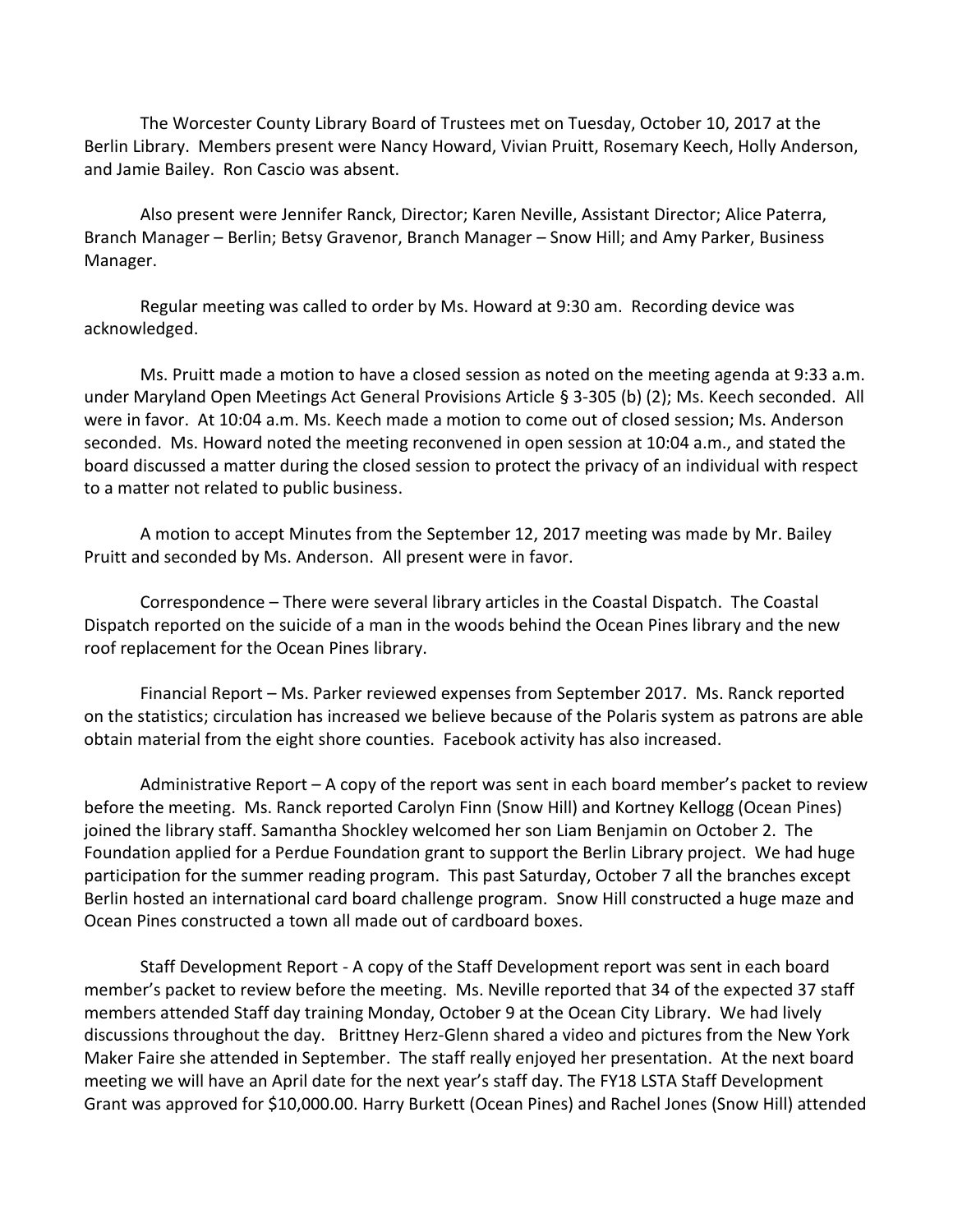The Worcester County Library Board of Trustees met on Tuesday, October 10, 2017 at the Berlin Library. Members present were Nancy Howard, Vivian Pruitt, Rosemary Keech, Holly Anderson, and Jamie Bailey. Ron Cascio was absent.

Also present were Jennifer Ranck, Director; Karen Neville, Assistant Director; Alice Paterra, Branch Manager – Berlin; Betsy Gravenor, Branch Manager – Snow Hill; and Amy Parker, Business Manager.

Regular meeting was called to order by Ms. Howard at 9:30 am. Recording device was acknowledged.

Ms. Pruitt made a motion to have a closed session as noted on the meeting agenda at 9:33 a.m. under Maryland Open Meetings Act General Provisions Article § 3-305 (b) (2); Ms. Keech seconded. All were in favor. At 10:04 a.m. Ms. Keech made a motion to come out of closed session; Ms. Anderson seconded. Ms. Howard noted the meeting reconvened in open session at 10:04 a.m., and stated the board discussed a matter during the closed session to protect the privacy of an individual with respect to a matter not related to public business.

A motion to accept Minutes from the September 12, 2017 meeting was made by Mr. Bailey Pruitt and seconded by Ms. Anderson. All present were in favor.

Correspondence – There were several library articles in the Coastal Dispatch. The Coastal Dispatch reported on the suicide of a man in the woods behind the Ocean Pines library and the new roof replacement for the Ocean Pines library.

Financial Report – Ms. Parker reviewed expenses from September 2017. Ms. Ranck reported on the statistics; circulation has increased we believe because of the Polaris system as patrons are able obtain material from the eight shore counties. Facebook activity has also increased.

Administrative Report – A copy of the report was sent in each board member's packet to review before the meeting. Ms. Ranck reported Carolyn Finn (Snow Hill) and Kortney Kellogg (Ocean Pines) joined the library staff. Samantha Shockley welcomed her son Liam Benjamin on October 2. The Foundation applied for a Perdue Foundation grant to support the Berlin Library project. We had huge participation for the summer reading program. This past Saturday, October 7 all the branches except Berlin hosted an international card board challenge program. Snow Hill constructed a huge maze and Ocean Pines constructed a town all made out of cardboard boxes.

Staff Development Report - A copy of the Staff Development report was sent in each board member's packet to review before the meeting. Ms. Neville reported that 34 of the expected 37 staff members attended Staff day training Monday, October 9 at the Ocean City Library. We had lively discussions throughout the day. Brittney Herz-Glenn shared a video and pictures from the New York Maker Faire she attended in September. The staff really enjoyed her presentation. At the next board meeting we will have an April date for the next year's staff day. The FY18 LSTA Staff Development Grant was approved for $10,000.00. Harry Burkett (Ocean Pines) and Rachel Jones (Snow Hill) attended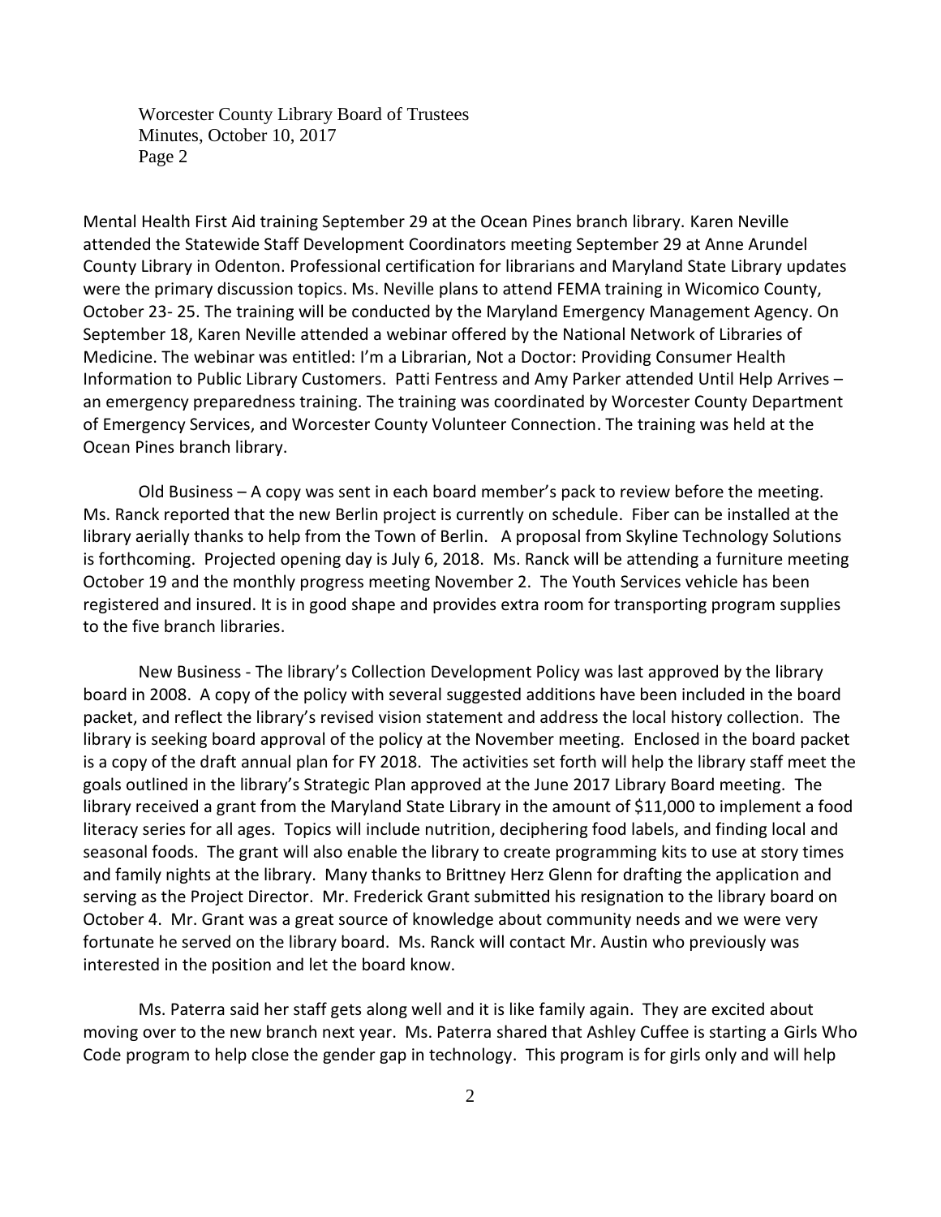Mental Health First Aid training September 29 at the Ocean Pines branch library. Karen Neville attended the Statewide Staff Development Coordinators meeting September 29 at Anne Arundel County Library in Odenton. Professional certification for librarians and Maryland State Library updates were the primary discussion topics. Ms. Neville plans to attend FEMA training in Wicomico County, October 23- 25. The training will be conducted by the Maryland Emergency Management Agency. On September 18, Karen Neville attended a webinar offered by the National Network of Libraries of Medicine. The webinar was entitled: I'm a Librarian, Not a Doctor: Providing Consumer Health Information to Public Library Customers. Patti Fentress and Amy Parker attended Until Help Arrives – an emergency preparedness training. The training was coordinated by Worcester County Department of Emergency Services, and Worcester County Volunteer Connection. The training was held at the Ocean Pines branch library.

Old Business – A copy was sent in each board member's pack to review before the meeting. Ms. Ranck reported that the new Berlin project is currently on schedule. Fiber can be installed at the library aerially thanks to help from the Town of Berlin. A proposal from Skyline Technology Solutions is forthcoming. Projected opening day is July 6, 2018. Ms. Ranck will be attending a furniture meeting October 19 and the monthly progress meeting November 2. The Youth Services vehicle has been registered and insured. It is in good shape and provides extra room for transporting program supplies to the five branch libraries.

New Business - The library's Collection Development Policy was last approved by the library board in 2008. A copy of the policy with several suggested additions have been included in the board packet, and reflect the library's revised vision statement and address the local history collection. The library is seeking board approval of the policy at the November meeting. Enclosed in the board packet is a copy of the draft annual plan for FY 2018. The activities set forth will help the library staff meet the goals outlined in the library's Strategic Plan approved at the June 2017 Library Board meeting. The library received a grant from the Maryland State Library in the amount of $11,000 to implement a food literacy series for all ages. Topics will include nutrition, deciphering food labels, and finding local and seasonal foods. The grant will also enable the library to create programming kits to use at story times and family nights at the library. Many thanks to Brittney Herz Glenn for drafting the application and serving as the Project Director. Mr. Frederick Grant submitted his resignation to the library board on October 4. Mr. Grant was a great source of knowledge about community needs and we were very fortunate he served on the library board. Ms. Ranck will contact Mr. Austin who previously was interested in the position and let the board know.

Ms. Paterra said her staff gets along well and it is like family again. They are excited about moving over to the new branch next year. Ms. Paterra shared that Ashley Cuffee is starting a Girls Who Code program to help close the gender gap in technology. This program is for girls only and will help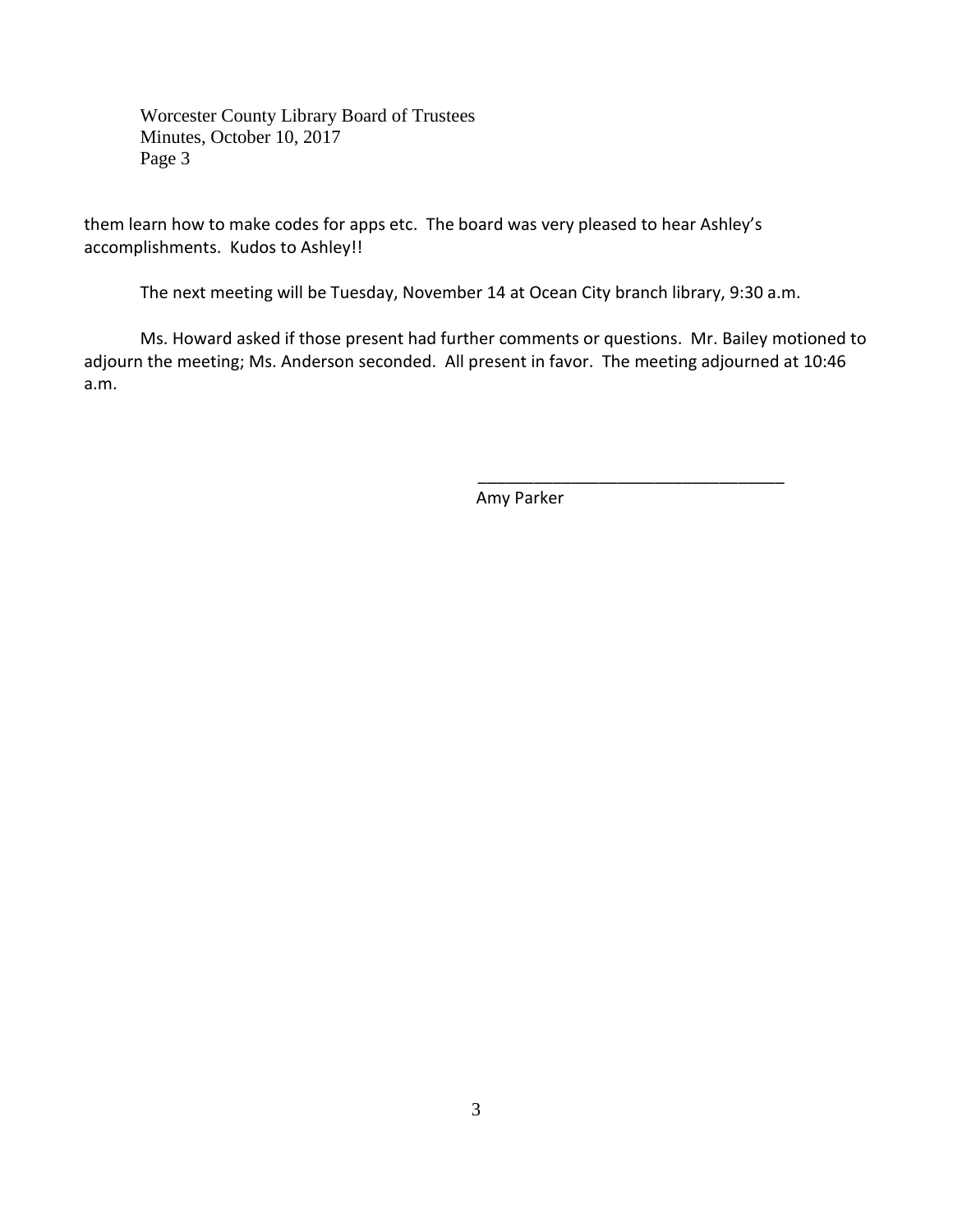them learn how to make codes for apps etc. The board was very pleased to hear Ashley's accomplishments. Kudos to Ashley!!

The next meeting will be Tuesday, November 14 at Ocean City branch library, 9:30 a.m.

Ms. Howard asked if those present had further comments or questions. Mr. Bailey motioned to adjourn the meeting; Ms. Anderson seconded. All present in favor. The meeting adjourned at 10:46 a.m.

\_\_\_\_\_\_\_\_\_\_\_\_\_\_\_\_\_\_\_\_\_\_\_\_\_\_\_\_\_\_\_\_\_\_

Amy Parker